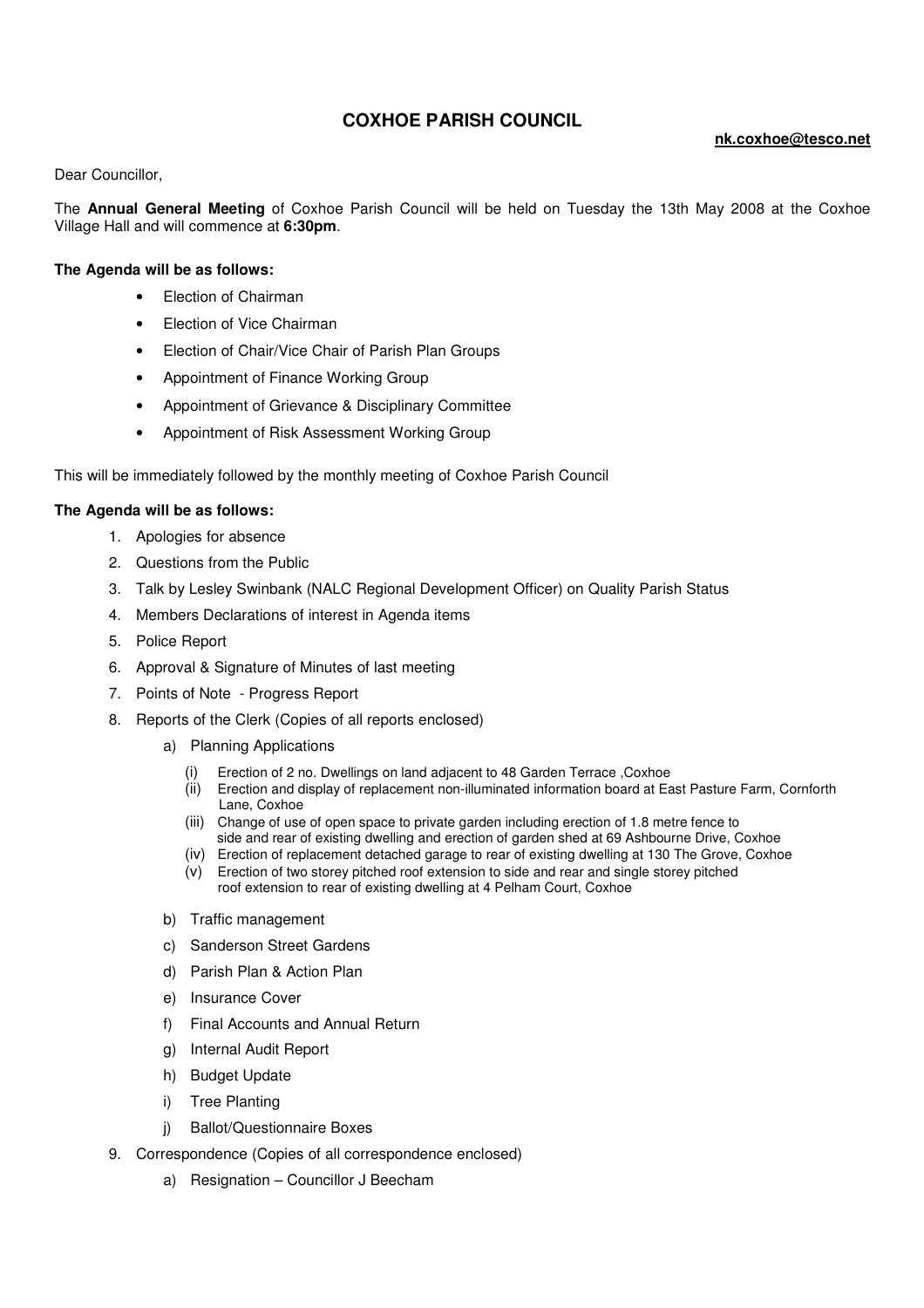# COXHOE PARISH COUNCIL

**nk.coxhoe@tesco.net**

Dear Councillor,

The **Annual General Meeting** of Coxhoe Parish Council will be held on Tuesday the 13th May 2008 at the Coxhoe Village Hall and will commence at **6:30pm**.

**The Agenda will be as follows:**

- Election of Chairman
- Election of Vice Chairman
- Election of Chair/Vice Chair of Parish Plan Groups
- Appointment of Finance Working Group
- Appointment of Grievance & Disciplinary Committee
- Appointment of Risk Assessment Working Group

This will be immediately followed by the monthly meeting of Coxhoe Parish Council

**The Agenda will be as follows:**

1. Apologies for absence
2. Questions from the Public
3. Talk by Lesley Swinbank (NALC Regional Development Officer) on Quality Parish Status
4. Members Declarations of interest in Agenda items
5. Police Report
6. Approval & Signature of Minutes of last meeting
7. Points of Note - Progress Report
8. Reports of the Clerk (Copies of all reports enclosed)
   a) Planning Applications
      (i) Erection of 2 no. Dwellings on land adjacent to 48 Garden Terrace ,Coxhoe
      (ii) Erection and display of replacement non-illuminated information board at East Pasture Farm, Cornforth Lane, Coxhoe
      (iii) Change of use of open space to private garden including erection of 1.8 metre fence to side and rear of existing dwelling and erection of garden shed at 69 Ashbourne Drive, Coxhoe
      (iv) Erection of replacement detached garage to rear of existing dwelling at 130 The Grove, Coxhoe
      (v) Erection of two storey pitched roof extension to side and rear and single storey pitched roof extension to rear of existing dwelling at 4 Pelham Court, Coxhoe
   b) Traffic management
   c) Sanderson Street Gardens
   d) Parish Plan & Action Plan
   e) Insurance Cover
   f) Final Accounts and Annual Return
   g) Internal Audit Report
   h) Budget Update
   i) Tree Planting
   j) Ballot/Questionnaire Boxes
9. Correspondence (Copies of all correspondence enclosed)
   a) Resignation – Councillor J Beecham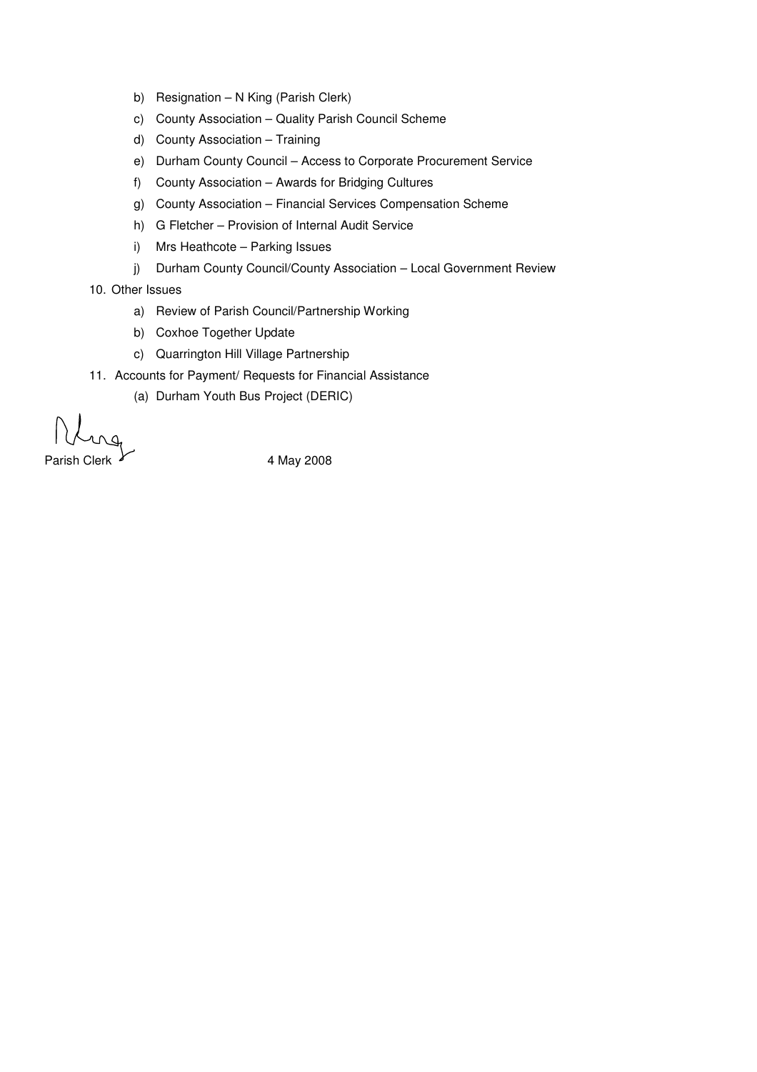b) Resignation – N King (Parish Clerk)
c) County Association – Quality Parish Council Scheme
d) County Association – Training
e) Durham County Council – Access to Corporate Procurement Service
f) County Association – Awards for Bridging Cultures
g) County Association – Financial Services Compensation Scheme
h) G Fletcher – Provision of Internal Audit Service
i) Mrs Heathcote – Parking Issues
j) Durham County Council/County Association – Local Government Review

10. Other Issues
    a) Review of Parish Council/Partnership Working
    b) Coxhoe Together Update
    c) Quarrington Hill Village Partnership

11. Accounts for Payment/ Requests for Financial Assistance
    (a) Durham Youth Bus Project (DERIC)

Parish Clerk 4 May 2008